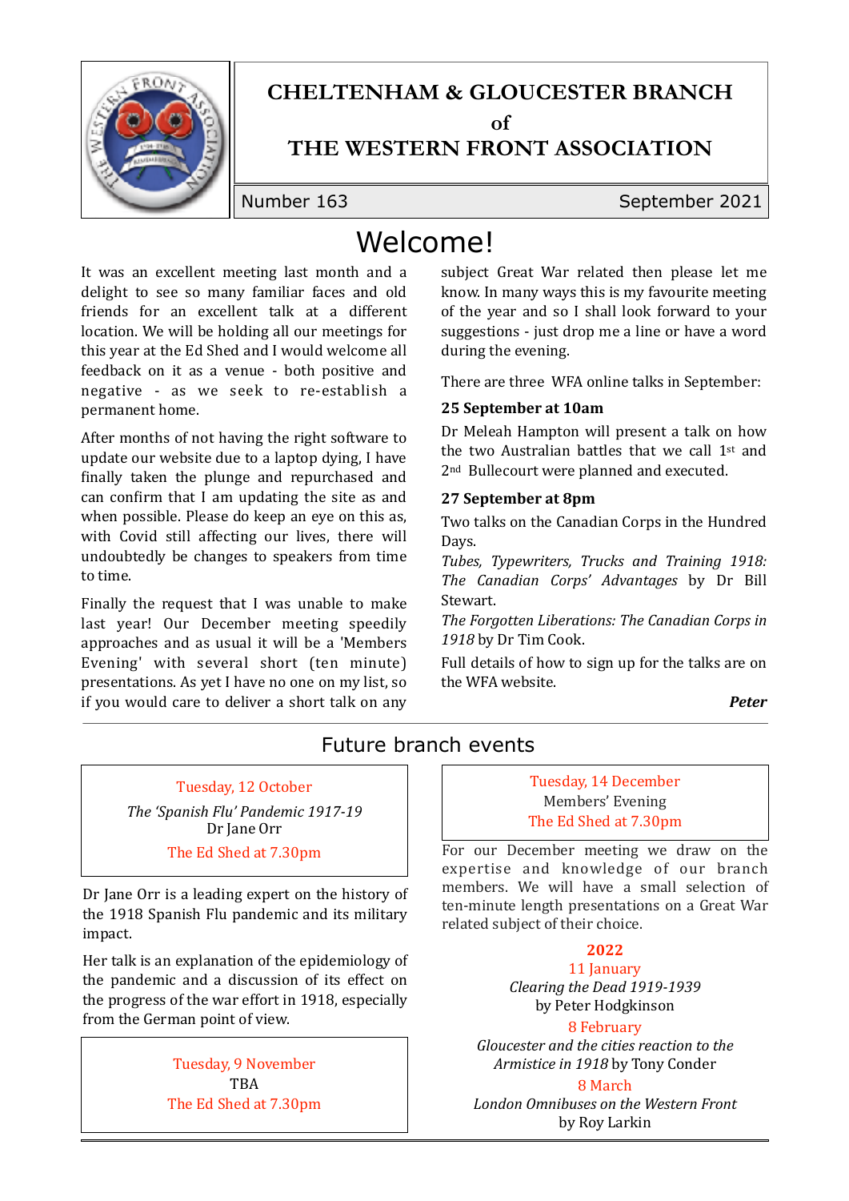# CHELTENHAM & GLOUCESTER BRANCH
# of
# THE WESTERN FRONT ASSOCIATION

Number 163 September 2021

## Welcome!

It was an excellent meeting last month and a delight to see so many familiar faces and old friends for an excellent talk at a different location. We will be holding all our meetings for this year at the Ed Shed and I would welcome all feedback on it as a venue - both positive and negative - as we seek to re-establish a permanent home.

After months of not having the right software to update our website due to a laptop dying, I have finally taken the plunge and repurchased and can confirm that I am updating the site as and when possible. Please do keep an eye on this as, with Covid still affecting our lives, there will undoubtedly be changes to speakers from time to time.

Finally the request that I was unable to make last year! Our December meeting speedily approaches and as usual it will be a 'Members Evening' with several short (ten minute) presentations. As yet I have no one on my list, so if you would care to deliver a short talk on any subject Great War related then please let me know. In many ways this is my favourite meeting of the year and so I shall look forward to your suggestions - just drop me a line or have a word during the evening.

There are three WFA online talks in September:

**25 September at 10am**

Dr Meleah Hampton will present a talk on how the two Australian battles that we call 1st and 2nd Bullecourt were planned and executed.

**27 September at 8pm**

Two talks on the Canadian Corps in the Hundred Days.

*Tubes, Typewriters, Trucks and Training 1918: The Canadian Corps' Advantages* by Dr Bill Stewart.

*The Forgotten Liberations: The Canadian Corps in 1918* by Dr Tim Cook.

Full details of how to sign up for the talks are on the WFA website.

***Peter***

## Future branch events

Tuesday, 12 October

*The 'Spanish Flu' Pandemic 1917-19*

Dr Jane Orr

The Ed Shed at 7.30pm

Dr Jane Orr is a leading expert on the history of the 1918 Spanish Flu pandemic and its military impact.

Her talk is an explanation of the epidemiology of the pandemic and a discussion of its effect on the progress of the war effort in 1918, especially from the German point of view.

Tuesday, 9 November

TBA

The Ed Shed at 7.30pm

Tuesday, 14 December

Members' Evening

The Ed Shed at 7.30pm

For our December meeting we draw on the expertise and knowledge of our branch members. We will have a small selection of ten-minute length presentations on a Great War related subject of their choice.

**2022**

11 January

*Clearing the Dead 1919-1939*

by Peter Hodgkinson

8 February

*Gloucester and the cities reaction to the Armistice in 1918* by Tony Conder

8 March

*London Omnibuses on the Western Front*

by Roy Larkin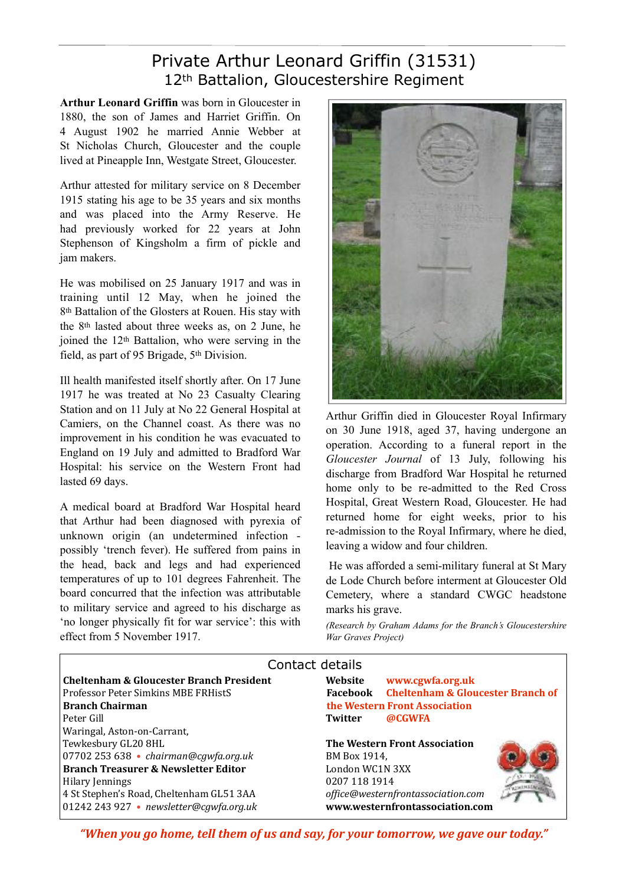# Private Arthur Leonard Griffin (31531)

## 12th Battalion, Gloucestershire Regiment

**Arthur Leonard Griffin** was born in Gloucester in 1880, the son of James and Harriet Griffin. On 4 August 1902 he married Annie Webber at St Nicholas Church, Gloucester and the couple lived at Pineapple Inn, Westgate Street, Gloucester.

Arthur attested for military service on 8 December 1915 stating his age to be 35 years and six months and was placed into the Army Reserve. He had previously worked for 22 years at John Stephenson of Kingsholm a firm of pickle and jam makers.

He was mobilised on 25 January 1917 and was in training until 12 May, when he joined the 8th Battalion of the Glosters at Rouen. His stay with the 8th lasted about three weeks as, on 2 June, he joined the 12th Battalion, who were serving in the field, as part of 95 Brigade, 5th Division.

Ill health manifested itself shortly after. On 17 June 1917 he was treated at No 23 Casualty Clearing Station and on 11 July at No 22 General Hospital at Camiers, on the Channel coast. As there was no improvement in his condition he was evacuated to England on 19 July and admitted to Bradford War Hospital: his service on the Western Front had lasted 69 days.

A medical board at Bradford War Hospital heard that Arthur had been diagnosed with pyrexia of unknown origin (an undetermined infection - possibly 'trench fever). He suffered from pains in the head, back and legs and had experienced temperatures of up to 101 degrees Fahrenheit. The board concurred that the infection was attributable to military service and agreed to his discharge as 'no longer physically fit for war service': this with effect from 5 November 1917.

Arthur Griffin died in Gloucester Royal Infirmary on 30 June 1918, aged 37, having undergone an operation. According to a funeral report in the *Gloucester Journal* of 13 July, following his discharge from Bradford War Hospital he returned home only to be re-admitted to the Red Cross Hospital, Great Western Road, Gloucester. He had returned home for eight weeks, prior to his re-admission to the Royal Infirmary, where he died, leaving a widow and four children.

He was afforded a semi-military funeral at St Mary de Lode Church before interment at Gloucester Old Cemetery, where a standard CWGC headstone marks his grave.

*(Research by Graham Adams for the Branch's Gloucestershire War Graves Project)*

## Contact details

**Cheltenham & Gloucester Branch President**
Professor Peter Simkins MBE FRHistS
**Branch Chairman**
Peter Gill
Waringal, Aston-on-Carrant,
Tewkesbury GL20 8HL
07702 253 638 • *chairman@cgwfa.org.uk*
**Branch Treasurer & Newsletter Editor**
Hilary Jennings
4 St Stephen's Road, Cheltenham GL51 3AA
01242 243 927 • *newsletter@cgwfa.org.uk*

**Website** www.cgwfa.org.uk
**Facebook** Cheltenham & Gloucester Branch of the Western Front Association
**Twitter** @CGWFA

**The Western Front Association**
BM Box 1914,
London WC1N 3XX
0207 118 1914
*office@westernfrontassociation.com*
**www.westernfrontassociation.com**

*"When you go home, tell them of us and say, for your tomorrow, we gave our today."*